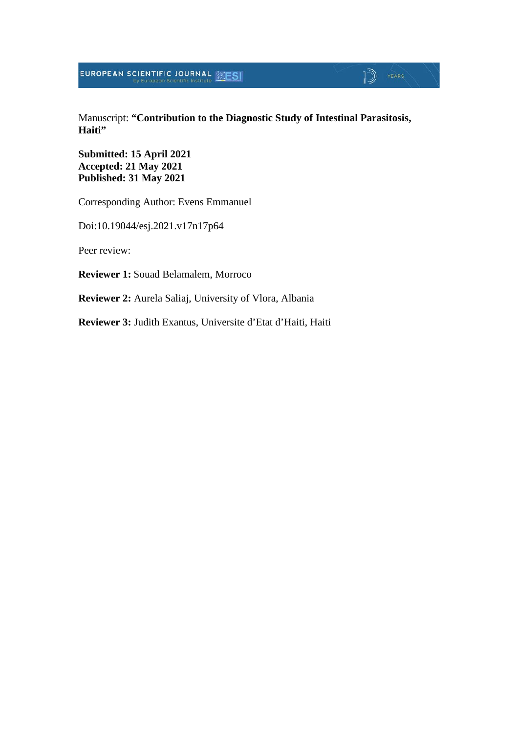Manuscript: **“Contribution to the Diagnostic Study of Intestinal Parasitosis, Haiti”**

**Submitted: 15 April 2021**
**Accepted: 21 May 2021**
**Published: 31 May 2021**

Corresponding Author: Evens Emmanuel

Doi:10.19044/esj.2021.v17n17p64

Peer review:

**Reviewer 1:** Souad Belamalem, Morroco

**Reviewer 2:** Aurela Saliaj, University of Vlora, Albania

**Reviewer 3:** Judith Exantus, Universite d’Etat d’Haiti, Haiti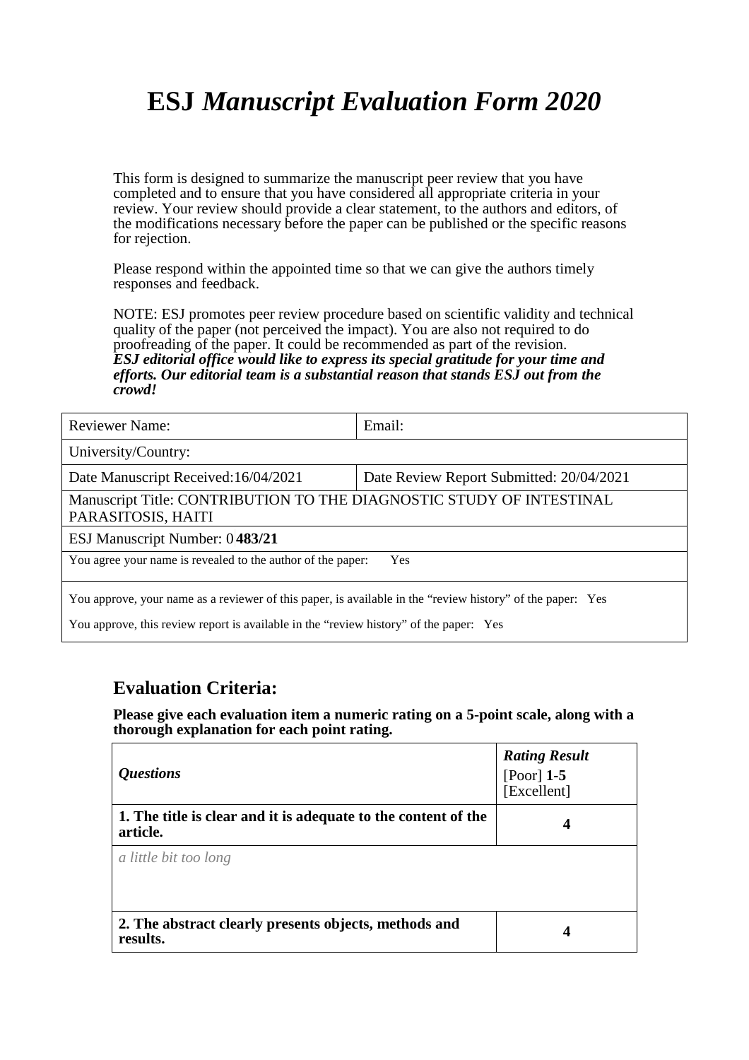# ESJ *Manuscript Evaluation Form 2020*

This form is designed to summarize the manuscript peer review that you have completed and to ensure that you have considered all appropriate criteria in your review. Your review should provide a clear statement, to the authors and editors, of the modifications necessary before the paper can be published or the specific reasons for rejection.

Please respond within the appointed time so that we can give the authors timely responses and feedback.

NOTE: ESJ promotes peer review procedure based on scientific validity and technical quality of the paper (not perceived the impact). You are also not required to do proofreading of the paper. It could be recommended as part of the revision.
***ESJ editorial office would like to express its special gratitude for your time and efforts. Our editorial team is a substantial reason that stands ESJ out from the crowd!***

| Reviewer Name: | Email: |
|---|---|
| University/Country: | |
| Date Manuscript Received:16/04/2021 | Date Review Report Submitted: 20/04/2021 |
| Manuscript Title: CONTRIBUTION TO THE DIAGNOSTIC STUDY OF INTESTINAL PARASITOSIS, HAITI | |
| ESJ Manuscript Number: 0 **483/21** | |
| You agree your name is revealed to the author of the paper: Yes | |
| You approve, your name as a reviewer of this paper, is available in the "review history" of the paper: Yes<br>You approve, this review report is available in the "review history" of the paper: Yes | |

## Evaluation Criteria:

**Please give each evaluation item a numeric rating on a 5-point scale, along with a thorough explanation for each point rating.**

| *Questions* | ***Rating Result*** [Poor] **1-5** [Excellent] |
|---|---|
| **1. The title is clear and it is adequate to the content of the article.** | **4** |
| *a little bit too long* | |
| **2. The abstract clearly presents objects, methods and results.** | **4** |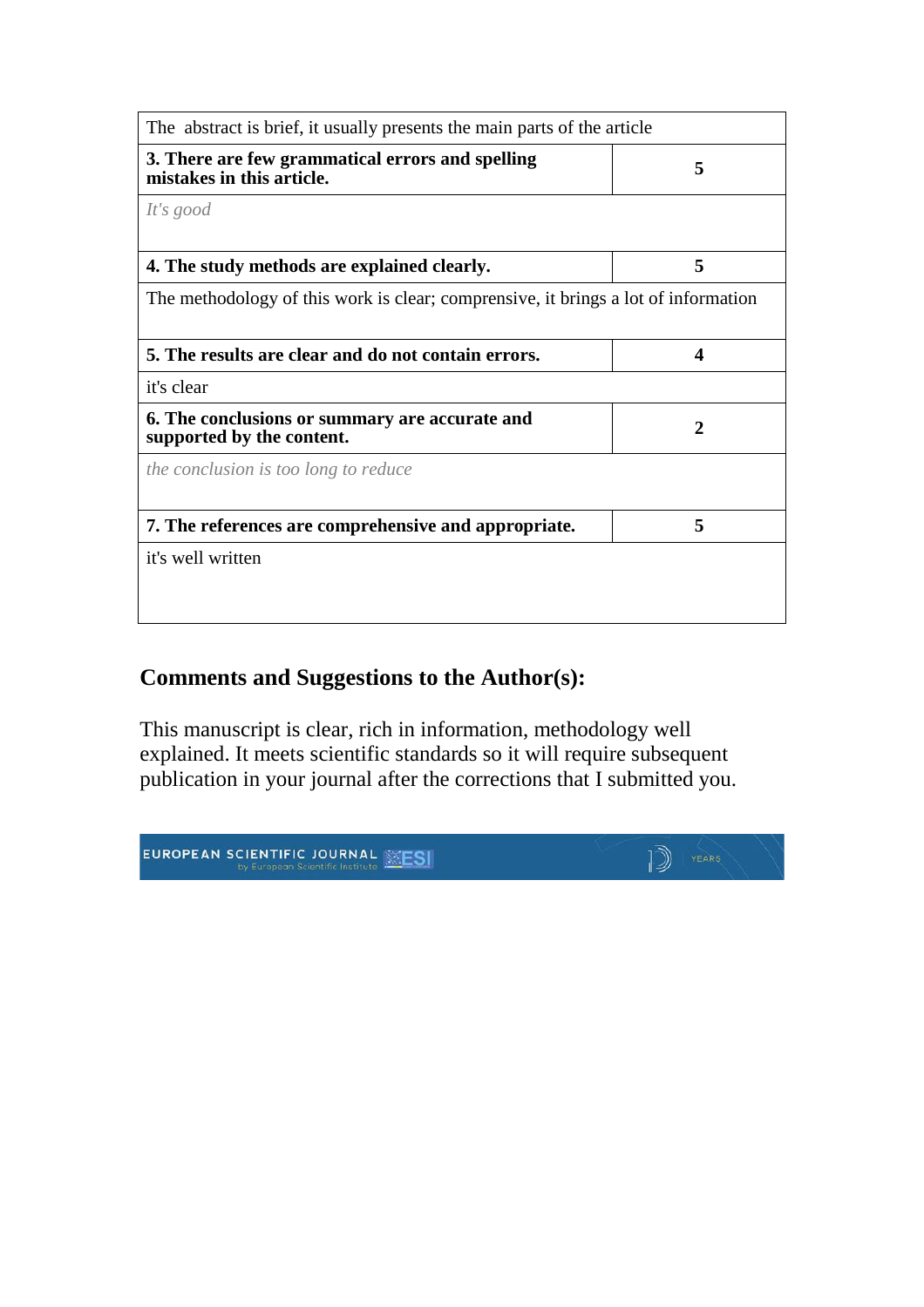| The abstract is brief, it usually presents the main parts of the article | |
|---|---|
| **3. There are few grammatical errors and spelling mistakes in this article.** | **5** |
| *It's good* | |
| **4. The study methods are explained clearly.** | **5** |
| The methodology of this work is clear; comprensive, it brings a lot of information | |
| **5. The results are clear and do not contain errors.** | **4** |
| it's clear | |
| **6. The conclusions or summary are accurate and supported by the content.** | **2** |
| *the conclusion is too long to reduce* | |
| **7. The references are comprehensive and appropriate.** | **5** |
| it's well written | |

## Comments and Suggestions to the Author(s):

This manuscript is clear, rich in information, methodology well explained. It meets scientific standards so it will require subsequent publication in your journal after the corrections that I submitted you.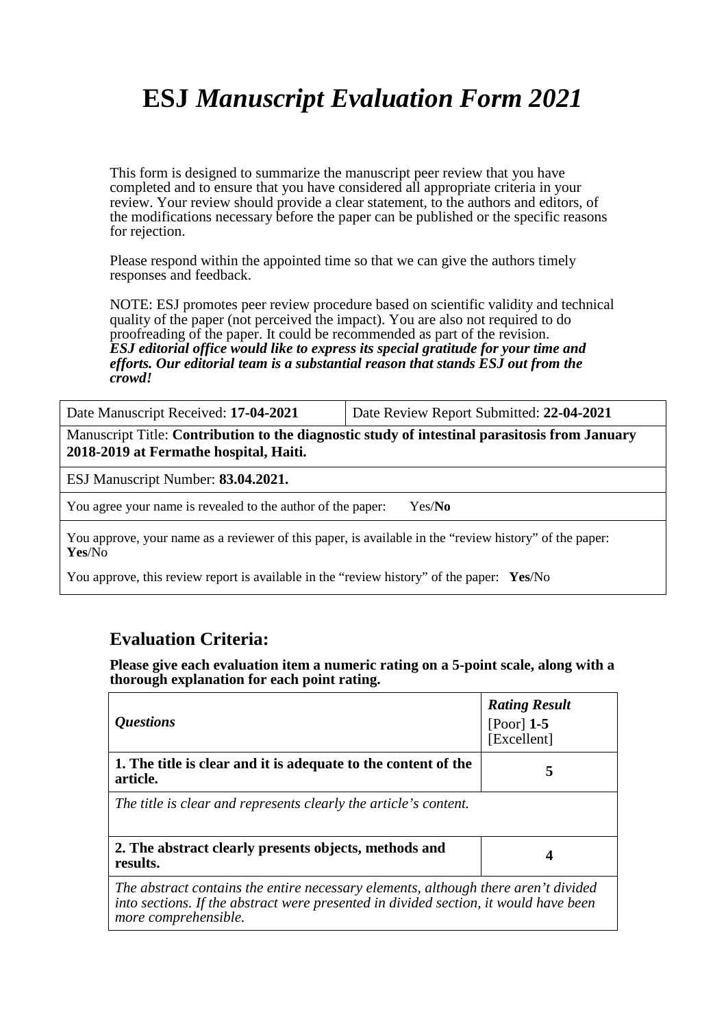# ESJ *Manuscript Evaluation Form 2021*

This form is designed to summarize the manuscript peer review that you have completed and to ensure that you have considered all appropriate criteria in your review. Your review should provide a clear statement, to the authors and editors, of the modifications necessary before the paper can be published or the specific reasons for rejection.

Please respond within the appointed time so that we can give the authors timely responses and feedback.

NOTE: ESJ promotes peer review procedure based on scientific validity and technical quality of the paper (not perceived the impact). You are also not required to do proofreading of the paper. It could be recommended as part of the revision.
***ESJ editorial office would like to express its special gratitude for your time and efforts. Our editorial team is a substantial reason that stands ESJ out from the crowd!***

| Date Manuscript Received: **17-04-2021** | Date Review Report Submitted: **22-04-2021** |
|---|---|
| Manuscript Title: **Contribution to the diagnostic study of intestinal parasitosis from January 2018-2019 at Fermathe hospital, Haiti.** | |
| ESJ Manuscript Number: **83.04.2021.** | |
| You agree your name is revealed to the author of the paper: Yes/**No** | |
| You approve, your name as a reviewer of this paper, is available in the "review history" of the paper: **Yes**/No<br>You approve, this review report is available in the "review history" of the paper: **Yes**/No | |

## Evaluation Criteria:

**Please give each evaluation item a numeric rating on a 5-point scale, along with a thorough explanation for each point rating.**

| ***Questions*** | ***Rating Result*** [Poor] **1-5** [Excellent] |
|---|---|
| **1. The title is clear and it is adequate to the content of the article.** | **5** |
| *The title is clear and represents clearly the article's content.* | |
| **2. The abstract clearly presents objects, methods and results.** | **4** |
| *The abstract contains the entire necessary elements, although there aren't divided into sections. If the abstract were presented in divided section, it would have been more comprehensible.* | |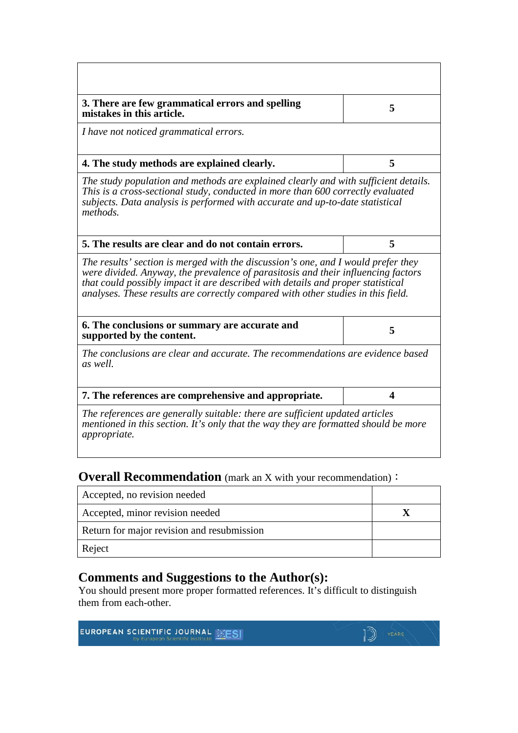| | |
|---|---|
| | |
| **3. There are few grammatical errors and spelling mistakes in this article.** | **5** |
| *I have not noticed grammatical errors.* | |
| **4. The study methods are explained clearly.** | **5** |
| *The study population and methods are explained clearly and with sufficient details. This is a cross-sectional study, conducted in more than 600 correctly evaluated subjects. Data analysis is performed with accurate and up-to-date statistical methods.* | |
| **5. The results are clear and do not contain errors.** | **5** |
| *The results' section is merged with the discussion's one, and I would prefer they were divided. Anyway, the prevalence of parasitosis and their influencing factors that could possibly impact it are described with details and proper statistical analyses. These results are correctly compared with other studies in this field.* | |
| **6. The conclusions or summary are accurate and supported by the content.** | **5** |
| *The conclusions are clear and accurate. The recommendations are evidence based as well.* | |
| **7. The references are comprehensive and appropriate.** | **4** |
| *The references are generally suitable: there are sufficient updated articles mentioned in this section. It's only that the way they are formatted should be more appropriate.* | |

## Overall Recommendation (mark an X with your recommendation)：

| | |
|---|---|
| Accepted, no revision needed | |
| Accepted, minor revision needed | **X** |
| Return for major revision and resubmission | |
| Reject | |

## Comments and Suggestions to the Author(s):

You should present more proper formatted references. It's difficult to distinguish them from each-other.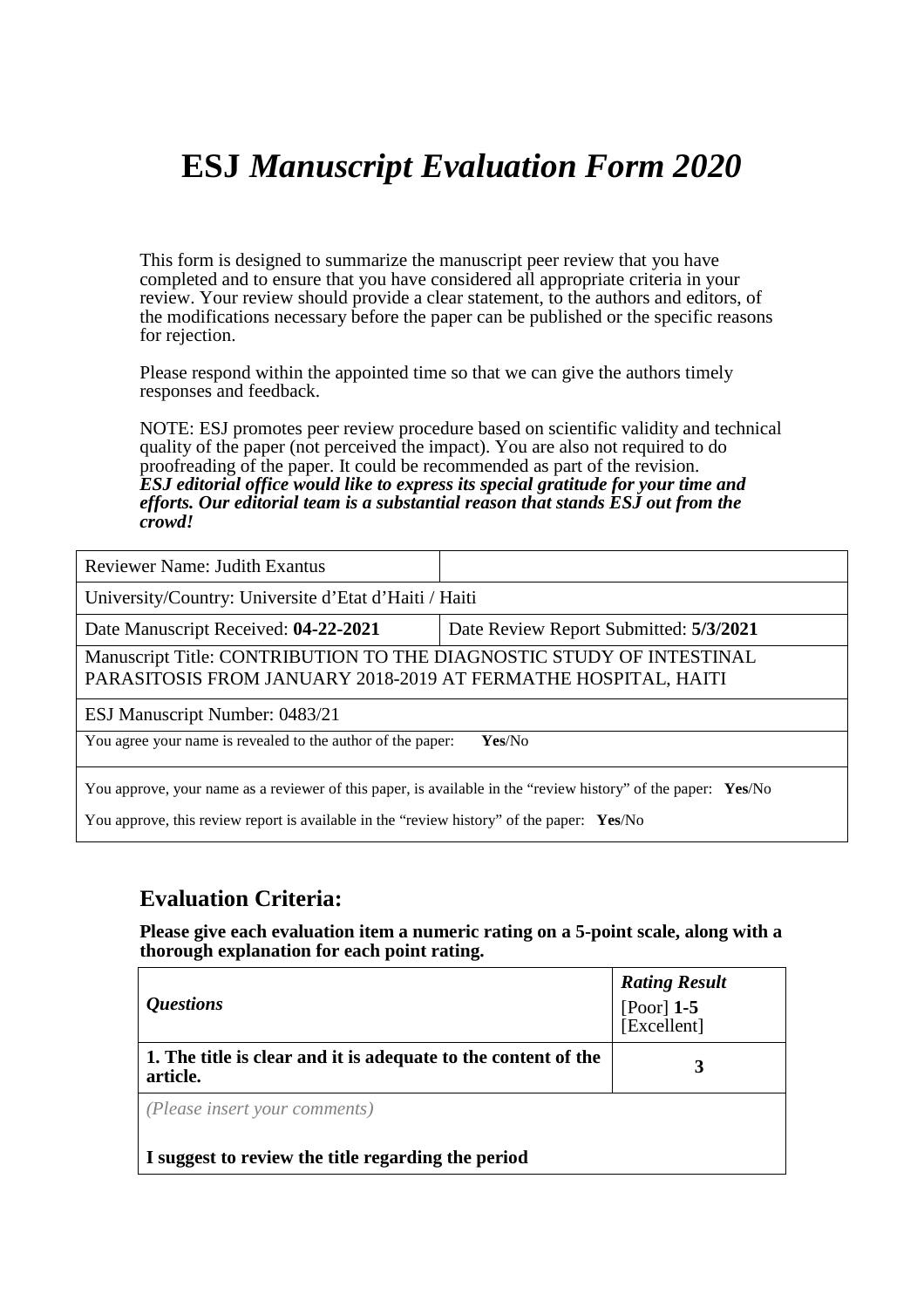# **ESJ** *Manuscript Evaluation Form 2020*

This form is designed to summarize the manuscript peer review that you have completed and to ensure that you have considered all appropriate criteria in your review. Your review should provide a clear statement, to the authors and editors, of the modifications necessary before the paper can be published or the specific reasons for rejection.

Please respond within the appointed time so that we can give the authors timely responses and feedback.

NOTE: ESJ promotes peer review procedure based on scientific validity and technical quality of the paper (not perceived the impact). You are also not required to do proofreading of the paper. It could be recommended as part of the revision.
***ESJ editorial office would like to express its special gratitude for your time and efforts. Our editorial team is a substantial reason that stands ESJ out from the crowd!***

| Reviewer Name: Judith Exantus | |
|---|---|
| University/Country: Universite d'Etat d'Haiti / Haiti | |
| Date Manuscript Received: **04-22-2021** | Date Review Report Submitted: **5/3/2021** |
| Manuscript Title: CONTRIBUTION TO THE DIAGNOSTIC STUDY OF INTESTINAL PARASITOSIS FROM JANUARY 2018-2019 AT FERMATHE HOSPITAL, HAITI | |
| ESJ Manuscript Number: 0483/21 | |
| You agree your name is revealed to the author of the paper: **Yes**/No | |
| You approve, your name as a reviewer of this paper, is available in the "review history" of the paper: **Yes**/No<br>You approve, this review report is available in the "review history" of the paper: **Yes**/No | |

## Evaluation Criteria:

**Please give each evaluation item a numeric rating on a 5-point scale, along with a thorough explanation for each point rating.**

| *Questions* | ***Rating Result*** [Poor] **1-5** [Excellent] |
|---|---|
| **1. The title is clear and it is adequate to the content of the article.** | **3** |
| *(Please insert your comments)*<br><br>**I suggest to review the title regarding the period** | |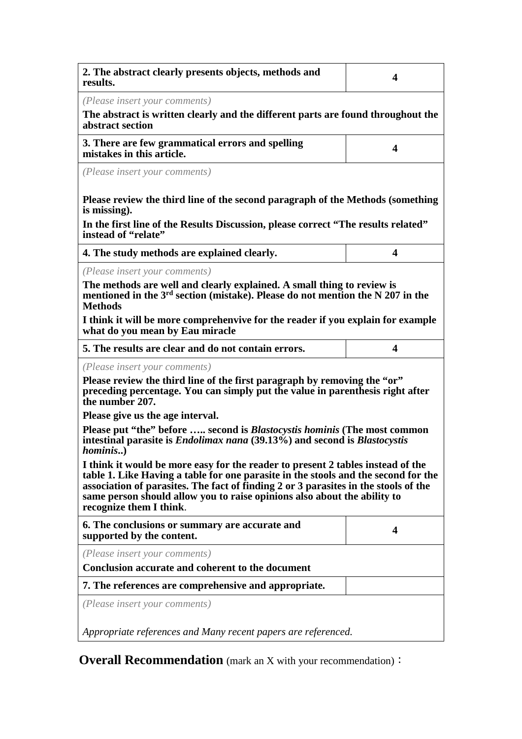| 2. The abstract clearly presents objects, methods and results. | 4 |
|---|---|
| *(Please insert your comments)*<br>**The abstract is written clearly and the different parts are found throughout the abstract section** | |
| **3. There are few grammatical errors and spelling mistakes in this article.** | **4** |
| *(Please insert your comments)*<br>**Please review the third line of the second paragraph of the Methods (something is missing).**<br>**In the first line of the Results Discussion, please correct "The results related" instead of "relate"** | |
| **4. The study methods are explained clearly.** | **4** |
| *(Please insert your comments)*<br>**The methods are well and clearly explained. A small thing to review is mentioned in the 3rd section (mistake). Please do not mention the N 207 in the Methods**<br>**I think it will be more comprehenvive for the reader if you explain for example what do you mean by Eau miracle** | |
| **5. The results are clear and do not contain errors.** | **4** |
| *(Please insert your comments)*<br>**Please review the third line of the first paragraph by removing the "or" preceding percentage. You can simply put the value in parenthesis right after the number 207.**<br>**Please give us the age interval.**<br>**Please put "the" before ….. second is *Blastocystis hominis* (The most common intestinal parasite is *Endolimax nana* (39.13%) and second is *Blastocystis hominis*..)**<br>**I think it would be more easy for the reader to present 2 tables instead of the table 1. Like Having a table for one parasite in the stools and the second for the association of parasites. The fact of finding 2 or 3 parasites in the stools of the same person should allow you to raise opinions also about the ability to recognize them I think**. | |
| **6. The conclusions or summary are accurate and supported by the content.** | **4** |
| *(Please insert your comments)*<br>**Conclusion accurate and coherent to the document** | |
| **7. The references are comprehensive and appropriate.** | |
| *(Please insert your comments)*<br>*Appropriate references and Many recent papers are referenced.* | |

**Overall Recommendation** (mark an X with your recommendation)：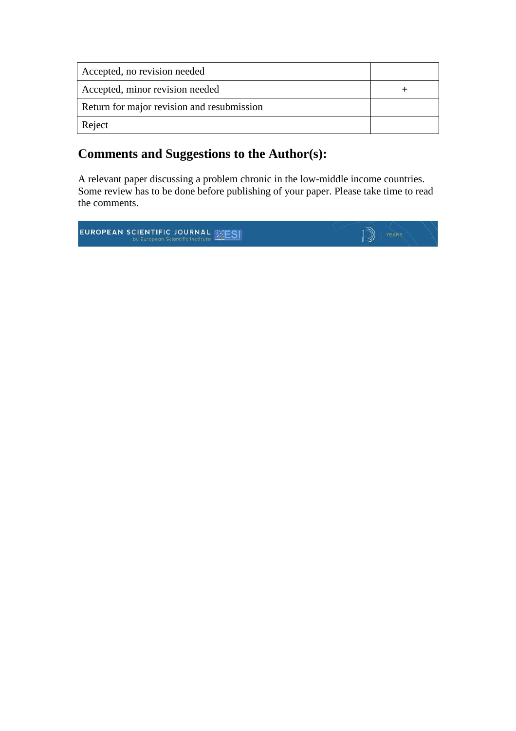| | |
|---|---|
| Accepted, no revision needed | |
| Accepted, minor revision needed | + |
| Return for major revision and resubmission | |
| Reject | |

## Comments and Suggestions to the Author(s):

A relevant paper discussing a problem chronic in the low-middle income countries. Some review has to be done before publishing of your paper. Please take time to read the comments.